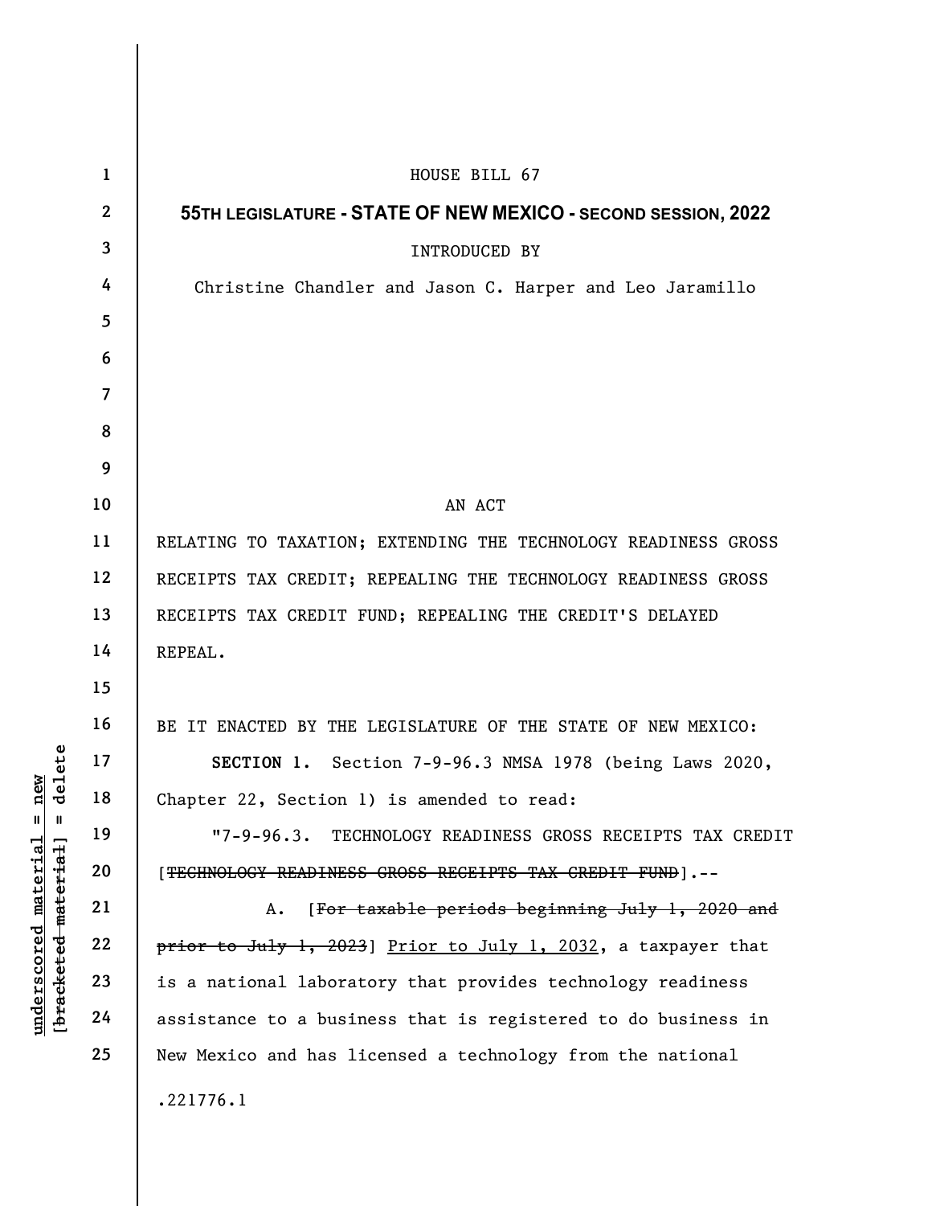HOUSE BILL 67

**55TH LEGISLATURE - STATE OF NEW MEXICO - SECOND SESSION, 2022**

INTRODUCED BY

Christine Chandler and Jason C. Harper and Leo Jaramillo

AN ACT

RELATING TO TAXATION; EXTENDING THE TECHNOLOGY READINESS GROSS RECEIPTS TAX CREDIT; REPEALING THE TECHNOLOGY READINESS GROSS RECEIPTS TAX CREDIT FUND; REPEALING THE CREDIT'S DELAYED REPEAL.

BE IT ENACTED BY THE LEGISLATURE OF THE STATE OF NEW MEXICO:

**SECTION 1.** Section 7-9-96.3 NMSA 1978 (being Laws 2020, Chapter 22, Section 1) is amended to read:

"7-9-96.3. TECHNOLOGY READINESS GROSS RECEIPTS TAX CREDIT [~~TECHNOLOGY READINESS GROSS RECEIPTS TAX CREDIT FUND~~].--

A. [~~For taxable periods beginning July 1, 2020 and prior to July 1, 2023~~] <u>Prior to July 1, 2032</u>, a taxpayer that is a national laboratory that provides technology readiness assistance to a business that is registered to do business in New Mexico and has licensed a technology from the national

.221776.1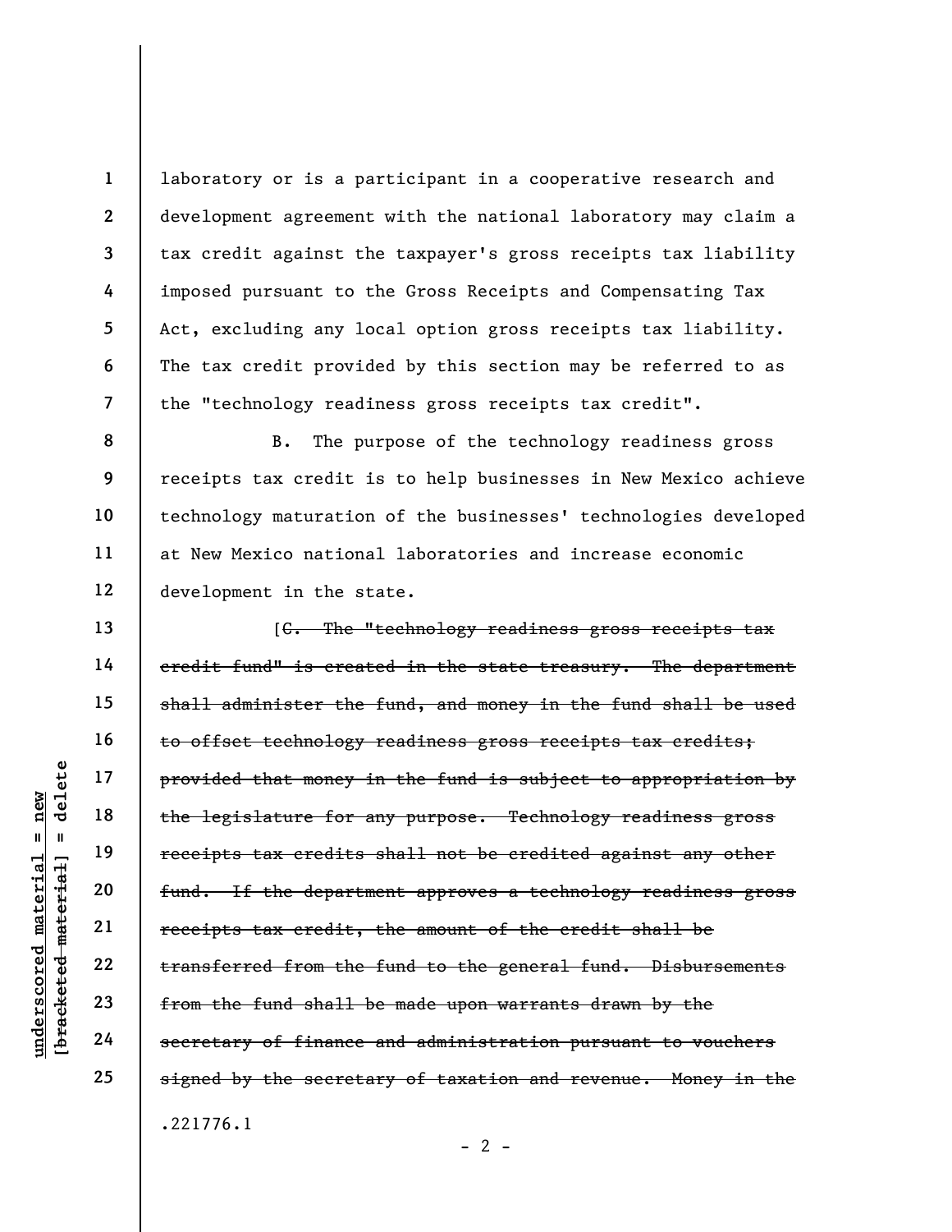laboratory or is a participant in a cooperative research and development agreement with the national laboratory may claim a tax credit against the taxpayer's gross receipts tax liability imposed pursuant to the Gross Receipts and Compensating Tax Act, excluding any local option gross receipts tax liability. The tax credit provided by this section may be referred to as the "technology readiness gross receipts tax credit".

B. The purpose of the technology readiness gross receipts tax credit is to help businesses in New Mexico achieve technology maturation of the businesses' technologies developed at New Mexico national laboratories and increase economic development in the state.

[~~C. The "technology readiness gross receipts tax credit fund" is created in the state treasury. The department shall administer the fund, and money in the fund shall be used to offset technology readiness gross receipts tax credits; provided that money in the fund is subject to appropriation by the legislature for any purpose. Technology readiness gross receipts tax credits shall not be credited against any other fund. If the department approves a technology readiness gross receipts tax credit, the amount of the credit shall be transferred from the fund to the general fund. Disbursements from the fund shall be made upon warrants drawn by the secretary of finance and administration pursuant to vouchers signed by the secretary of taxation and revenue. Money in the~~

.221776.1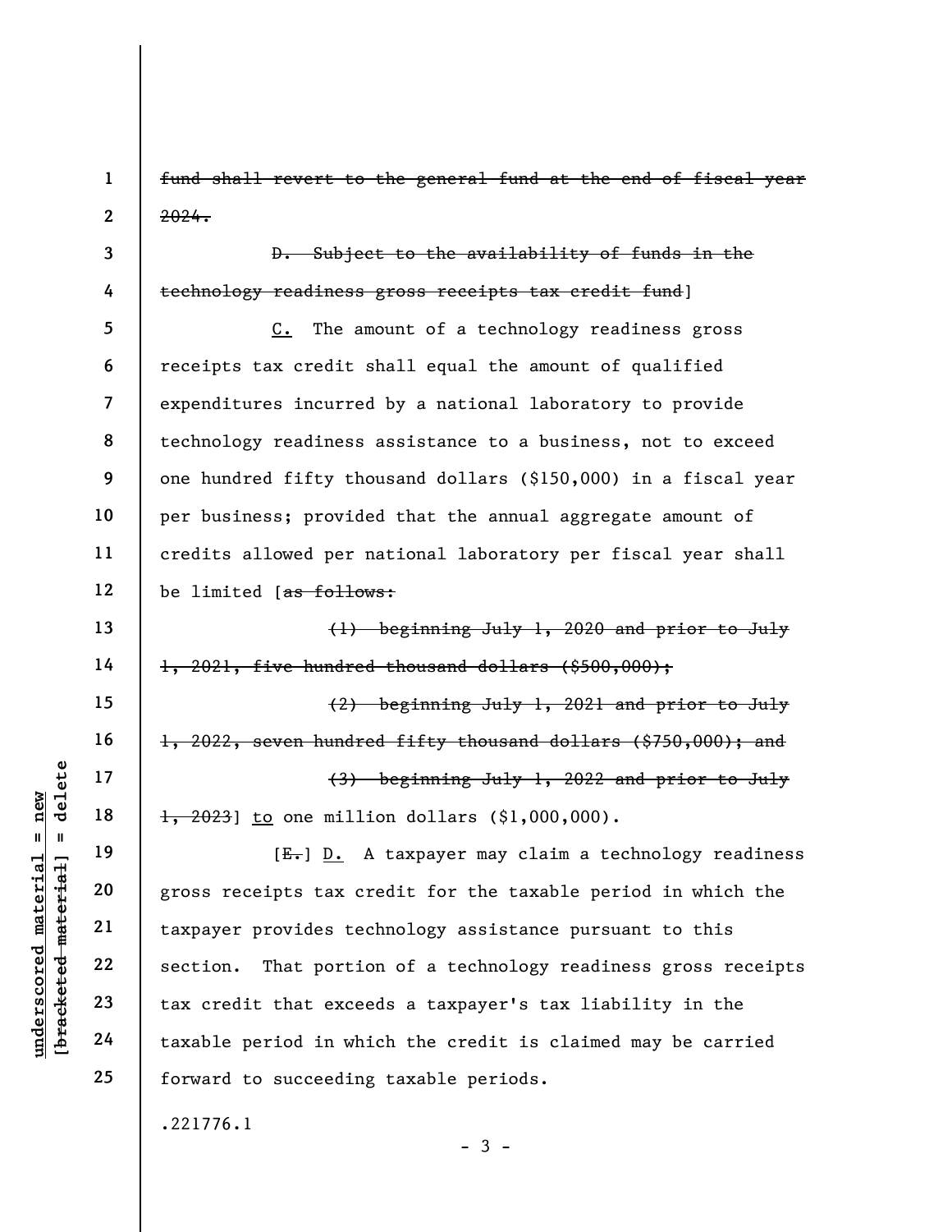~~fund shall revert to the general fund at the end of fiscal year 2024.~~

~~D. Subject to the availability of funds in the technology readiness gross receipts tax credit fund~~]

<u>C.</u> The amount of a technology readiness gross receipts tax credit shall equal the amount of qualified expenditures incurred by a national laboratory to provide technology readiness assistance to a business, not to exceed one hundred fifty thousand dollars ($150,000) in a fiscal year per business; provided that the annual aggregate amount of credits allowed per national laboratory per fiscal year shall be limited [~~as follows:~~

~~(1) beginning July 1, 2020 and prior to July 1, 2021, five hundred thousand dollars ($500,000);~~

~~(2) beginning July 1, 2021 and prior to July 1, 2022, seven hundred fifty thousand dollars ($750,000); and~~

~~(3) beginning July 1, 2022 and prior to July 1, 2023~~] <u>to</u> one million dollars ($1,000,000).

[~~E.~~] <u>D.</u> A taxpayer may claim a technology readiness gross receipts tax credit for the taxable period in which the taxpayer provides technology assistance pursuant to this section. That portion of a technology readiness gross receipts tax credit that exceeds a taxpayer's tax liability in the taxable period in which the credit is claimed may be carried forward to succeeding taxable periods.

.221776.1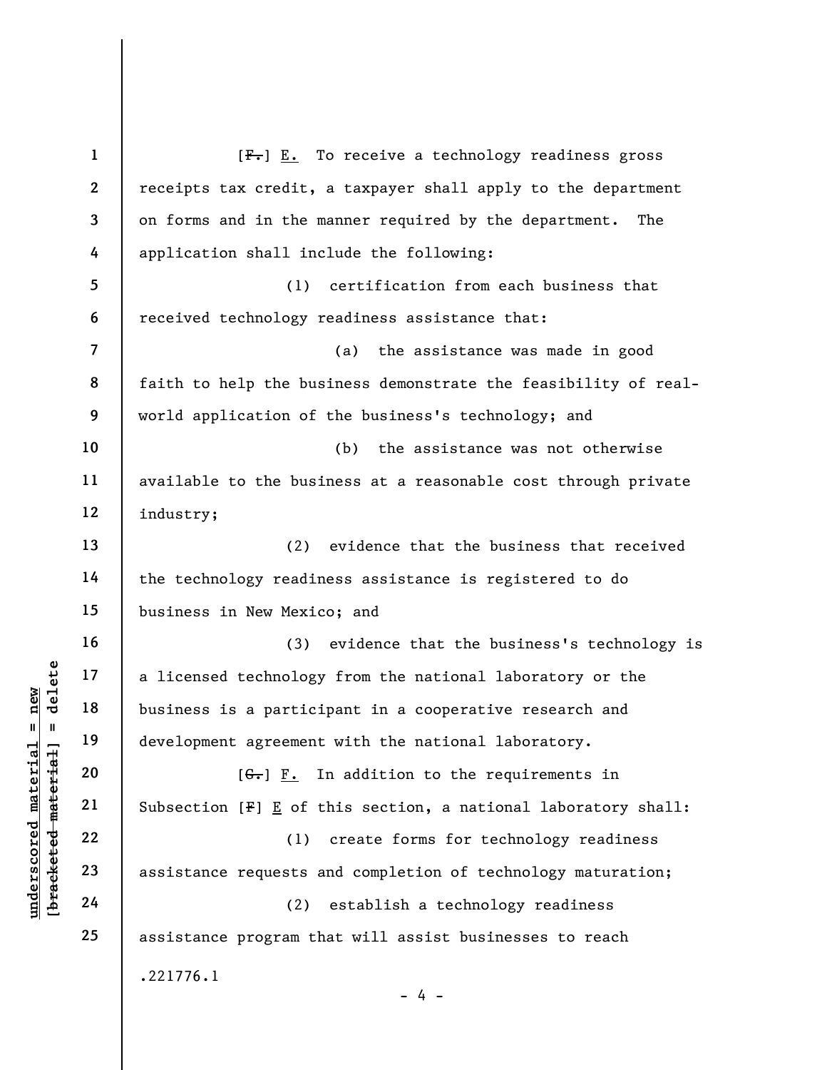[~~F.~~] E. To receive a technology readiness gross receipts tax credit, a taxpayer shall apply to the department on forms and in the manner required by the department. The application shall include the following:

(1) certification from each business that received technology readiness assistance that:

(a) the assistance was made in good faith to help the business demonstrate the feasibility of real-world application of the business's technology; and

(b) the assistance was not otherwise available to the business at a reasonable cost through private industry;

(2) evidence that the business that received the technology readiness assistance is registered to do business in New Mexico; and

(3) evidence that the business's technology is a licensed technology from the national laboratory or the business is a participant in a cooperative research and development agreement with the national laboratory.

[~~G.~~] F. In addition to the requirements in Subsection [~~F~~] E of this section, a national laboratory shall:

(1) create forms for technology readiness assistance requests and completion of technology maturation;

(2) establish a technology readiness assistance program that will assist businesses to reach

.221776.1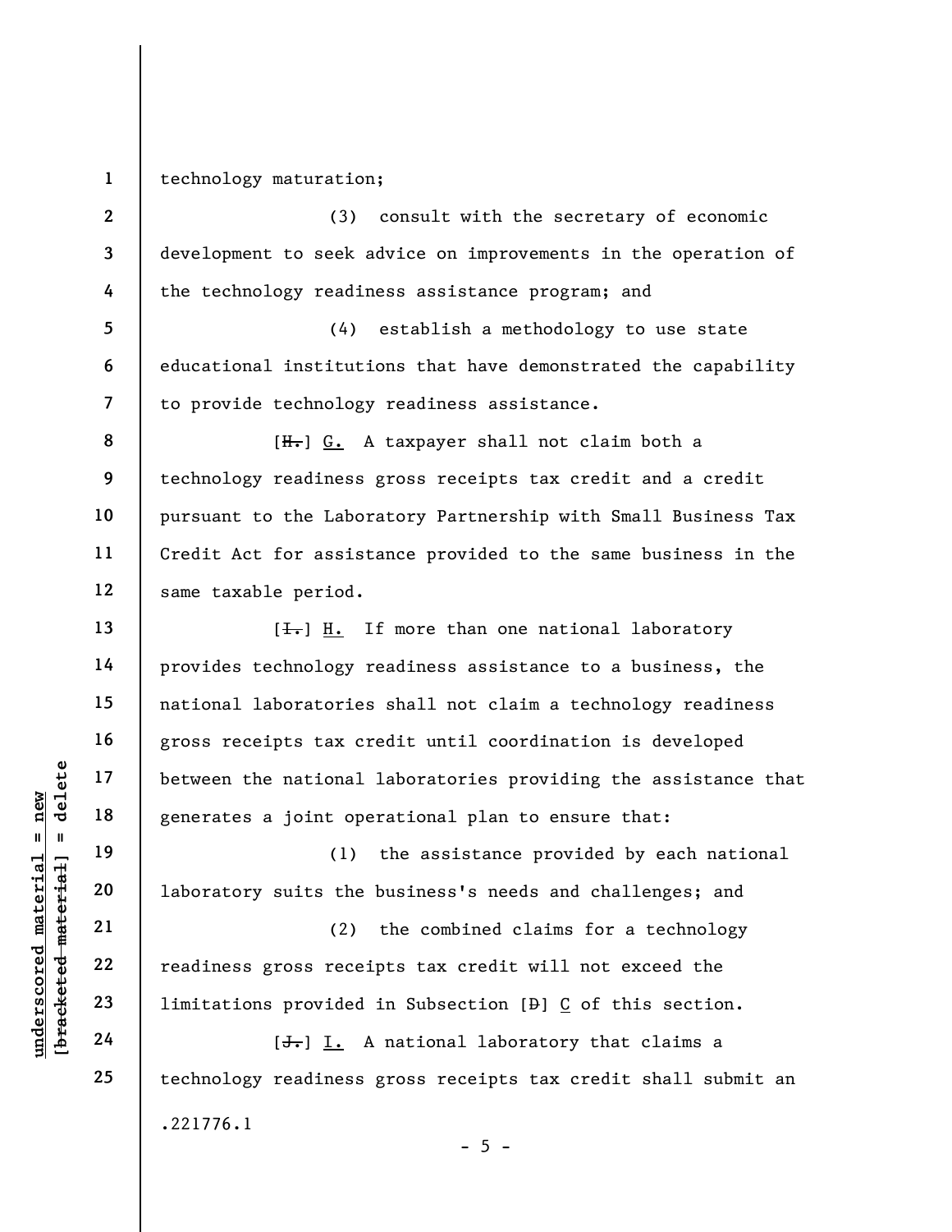technology maturation;

(3) consult with the secretary of economic development to seek advice on improvements in the operation of the technology readiness assistance program; and

(4) establish a methodology to use state educational institutions that have demonstrated the capability to provide technology readiness assistance.

[~~H.~~] G. A taxpayer shall not claim both a technology readiness gross receipts tax credit and a credit pursuant to the Laboratory Partnership with Small Business Tax Credit Act for assistance provided to the same business in the same taxable period.

[~~I.~~] H. If more than one national laboratory provides technology readiness assistance to a business, the national laboratories shall not claim a technology readiness gross receipts tax credit until coordination is developed between the national laboratories providing the assistance that generates a joint operational plan to ensure that:

(1) the assistance provided by each national laboratory suits the business's needs and challenges; and

(2) the combined claims for a technology readiness gross receipts tax credit will not exceed the limitations provided in Subsection [~~D~~] C of this section.

[~~J.~~] I. A national laboratory that claims a technology readiness gross receipts tax credit shall submit an

.221776.1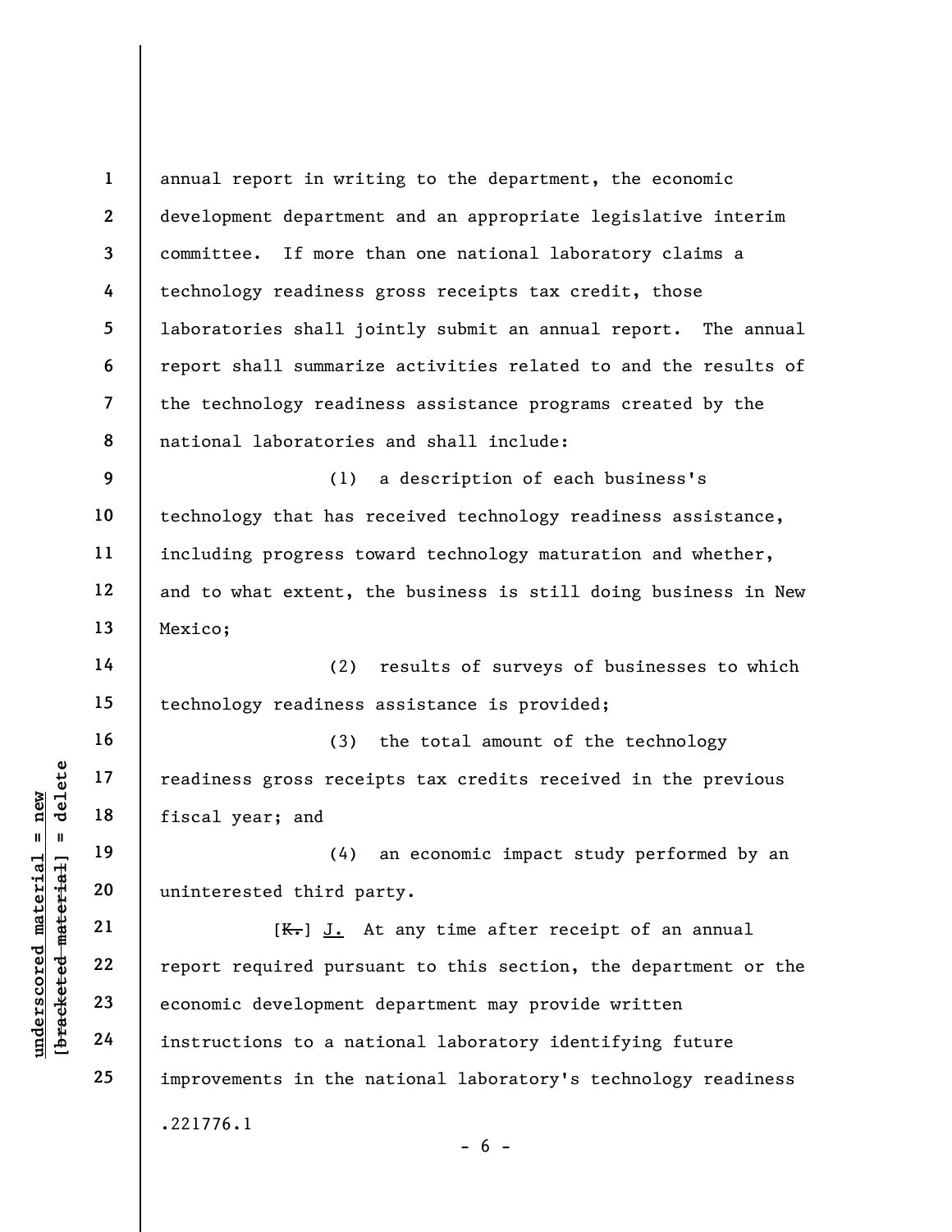annual report in writing to the department, the economic development department and an appropriate legislative interim committee. If more than one national laboratory claims a technology readiness gross receipts tax credit, those laboratories shall jointly submit an annual report. The annual report shall summarize activities related to and the results of the technology readiness assistance programs created by the national laboratories and shall include:

(1) a description of each business's technology that has received technology readiness assistance, including progress toward technology maturation and whether, and to what extent, the business is still doing business in New Mexico;

(2) results of surveys of businesses to which technology readiness assistance is provided;

(3) the total amount of the technology readiness gross receipts tax credits received in the previous fiscal year; and

(4) an economic impact study performed by an uninterested third party.

[~~K.~~] J. At any time after receipt of an annual report required pursuant to this section, the department or the economic development department may provide written instructions to a national laboratory identifying future improvements in the national laboratory's technology readiness

.221776.1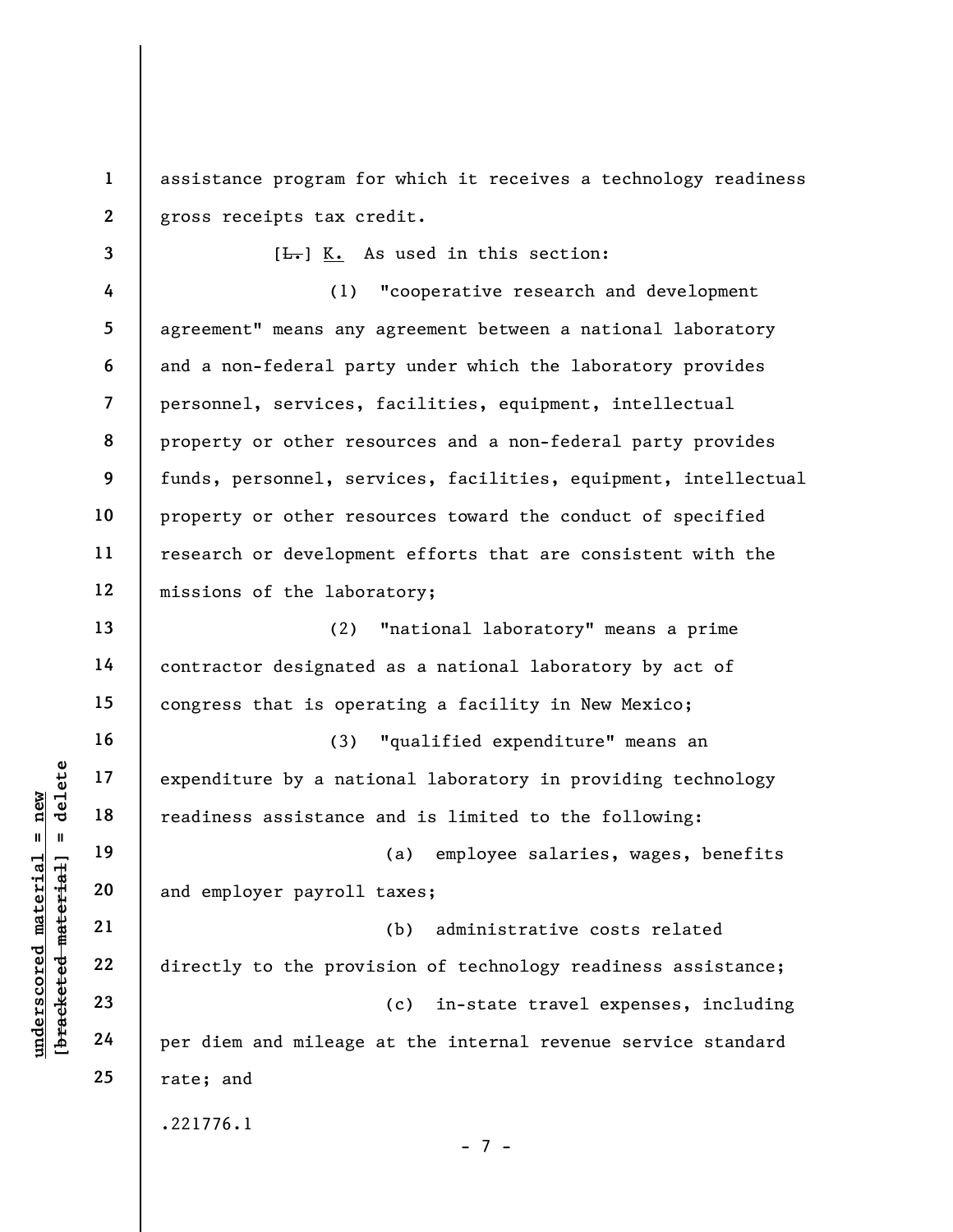assistance program for which it receives a technology readiness gross receipts tax credit.

[~~L.~~] K. As used in this section:

(1) "cooperative research and development agreement" means any agreement between a national laboratory and a non-federal party under which the laboratory provides personnel, services, facilities, equipment, intellectual property or other resources and a non-federal party provides funds, personnel, services, facilities, equipment, intellectual property or other resources toward the conduct of specified research or development efforts that are consistent with the missions of the laboratory;

(2) "national laboratory" means a prime contractor designated as a national laboratory by act of congress that is operating a facility in New Mexico;

(3) "qualified expenditure" means an expenditure by a national laboratory in providing technology readiness assistance and is limited to the following:

(a) employee salaries, wages, benefits and employer payroll taxes;

(b) administrative costs related directly to the provision of technology readiness assistance;

(c) in-state travel expenses, including per diem and mileage at the internal revenue service standard rate; and

.221776.1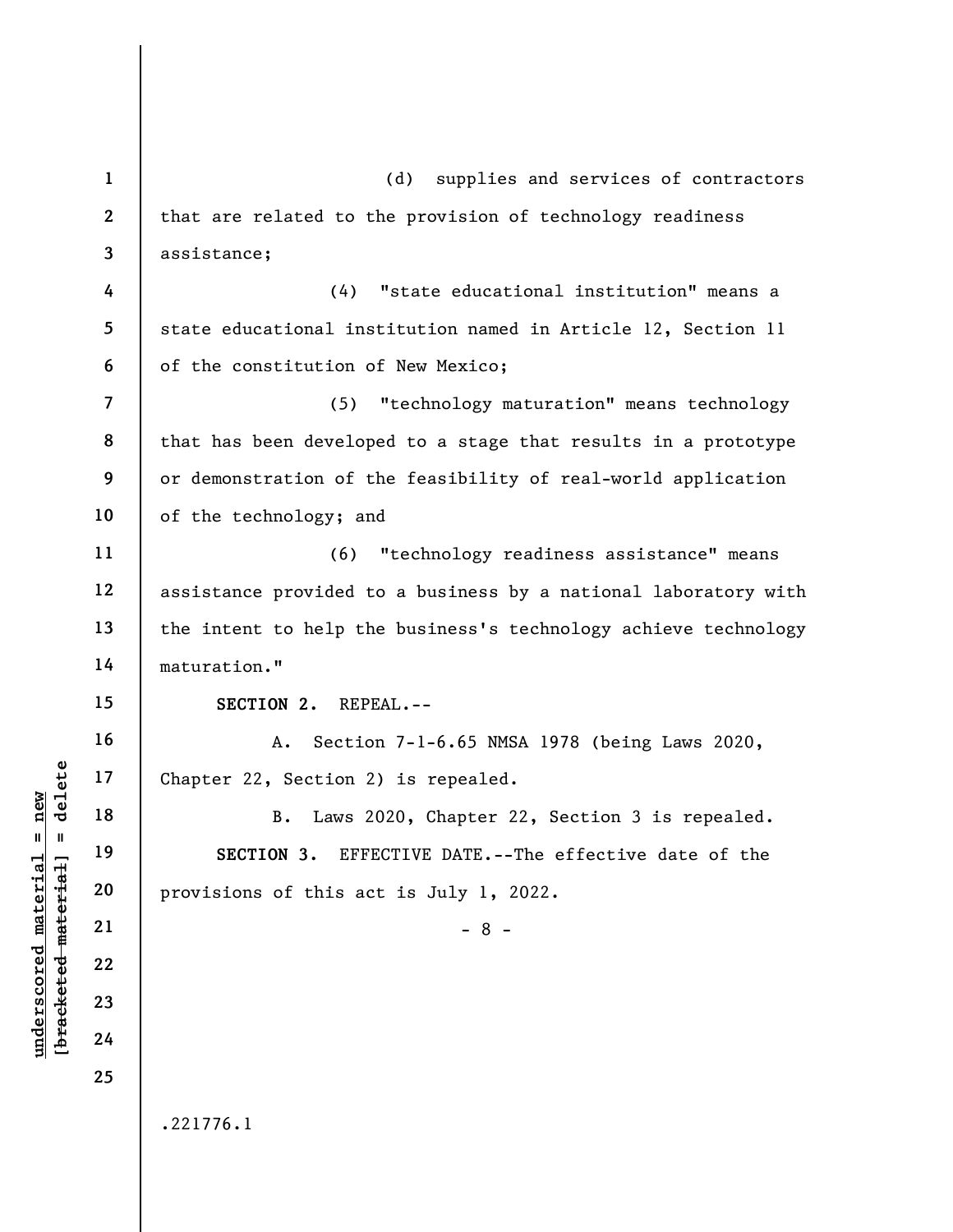(d) supplies and services of contractors that are related to the provision of technology readiness assistance;

(4) "state educational institution" means a state educational institution named in Article 12, Section 11 of the constitution of New Mexico;

(5) "technology maturation" means technology that has been developed to a stage that results in a prototype or demonstration of the feasibility of real-world application of the technology; and

(6) "technology readiness assistance" means assistance provided to a business by a national laboratory with the intent to help the business's technology achieve technology maturation."

**SECTION 2.** REPEAL.--

A. Section 7-1-6.65 NMSA 1978 (being Laws 2020, Chapter 22, Section 2) is repealed.

B. Laws 2020, Chapter 22, Section 3 is repealed.

**SECTION 3.** EFFECTIVE DATE.--The effective date of the provisions of this act is July 1, 2022.

.221776.1